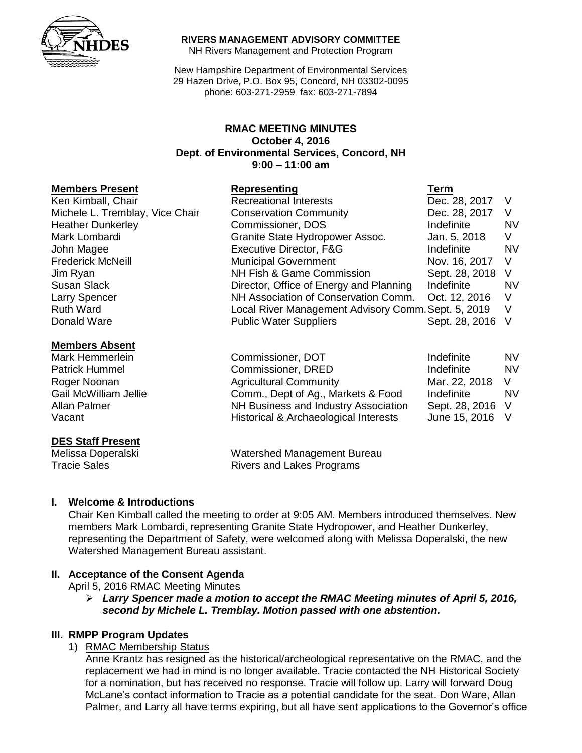**RIVERS MANAGEMENT ADVISORY COMMITTEE**
NH Rivers Management and Protection Program

New Hampshire Department of Environmental Services
29 Hazen Drive, P.O. Box 95, Concord, NH 03302-0095
phone: 603-271-2959 fax: 603-271-7894

# RMAC MEETING MINUTES
**October 4, 2016**
**Dept. of Environmental Services, Concord, NH**
**9:00 – 11:00 am**

| **Members Present** | **Representing** | **Term** | |
|---|---|---|---|
| Ken Kimball, Chair | Recreational Interests | Dec. 28, 2017 | V |
| Michele L. Tremblay, Vice Chair | Conservation Community | Dec. 28, 2017 | V |
| Heather Dunkerley | Commissioner, DOS | Indefinite | NV |
| Mark Lombardi | Granite State Hydropower Assoc. | Jan. 5, 2018 | V |
| John Magee | Executive Director, F&G | Indefinite | NV |
| Frederick McNeill | Municipal Government | Nov. 16, 2017 | V |
| Jim Ryan | NH Fish & Game Commission | Sept. 28, 2018 | V |
| Susan Slack | Director, Office of Energy and Planning | Indefinite | NV |
| Larry Spencer | NH Association of Conservation Comm. | Oct. 12, 2016 | V |
| Ruth Ward | Local River Management Advisory Comm. | Sept. 5, 2019 | V |
| Donald Ware | Public Water Suppliers | Sept. 28, 2016 | V |

| **Members Absent** | | | |
|---|---|---|---|
| Mark Hemmerlein | Commissioner, DOT | Indefinite | NV |
| Patrick Hummel | Commissioner, DRED | Indefinite | NV |
| Roger Noonan | Agricultural Community | Mar. 22, 2018 | V |
| Gail McWilliam Jellie | Comm., Dept of Ag., Markets & Food | Indefinite | NV |
| Allan Palmer | NH Business and Industry Association | Sept. 28, 2016 | V |
| Vacant | Historical & Archaeological Interests | June 15, 2016 | V |

| **DES Staff Present** | |
|---|---|
| Melissa Doperalski | Watershed Management Bureau |
| Tracie Sales | Rivers and Lakes Programs |

## I. Welcome & Introductions

Chair Ken Kimball called the meeting to order at 9:05 AM. Members introduced themselves. New members Mark Lombardi, representing Granite State Hydropower, and Heather Dunkerley, representing the Department of Safety, were welcomed along with Melissa Doperalski, the new Watershed Management Bureau assistant.

## II. Acceptance of the Consent Agenda

April 5, 2016 RMAC Meeting Minutes

- ***Larry Spencer made a motion to accept the RMAC Meeting minutes of April 5, 2016, second by Michele L. Tremblay. Motion passed with one abstention.***

## III. RMPP Program Updates

1) RMAC Membership Status

Anne Krantz has resigned as the historical/archeological representative on the RMAC, and the replacement we had in mind is no longer available. Tracie contacted the NH Historical Society for a nomination, but has received no response. Tracie will follow up. Larry will forward Doug McLane's contact information to Tracie as a potential candidate for the seat. Don Ware, Allan Palmer, and Larry all have terms expiring, but all have sent applications to the Governor's office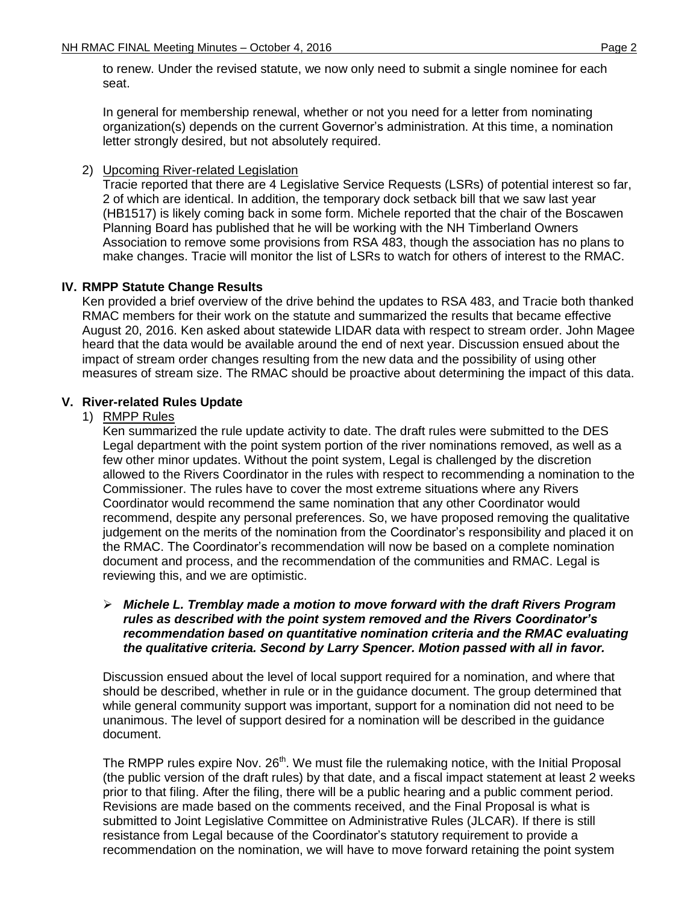to renew. Under the revised statute, we now only need to submit a single nominee for each seat.

In general for membership renewal, whether or not you need for a letter from nominating organization(s) depends on the current Governor's administration. At this time, a nomination letter strongly desired, but not absolutely required.

2) Upcoming River-related Legislation

Tracie reported that there are 4 Legislative Service Requests (LSRs) of potential interest so far, 2 of which are identical. In addition, the temporary dock setback bill that we saw last year (HB1517) is likely coming back in some form. Michele reported that the chair of the Boscawen Planning Board has published that he will be working with the NH Timberland Owners Association to remove some provisions from RSA 483, though the association has no plans to make changes. Tracie will monitor the list of LSRs to watch for others of interest to the RMAC.

## IV. RMPP Statute Change Results

Ken provided a brief overview of the drive behind the updates to RSA 483, and Tracie both thanked RMAC members for their work on the statute and summarized the results that became effective August 20, 2016. Ken asked about statewide LIDAR data with respect to stream order. John Magee heard that the data would be available around the end of next year. Discussion ensued about the impact of stream order changes resulting from the new data and the possibility of using other measures of stream size. The RMAC should be proactive about determining the impact of this data.

## V. River-related Rules Update

1) RMPP Rules

Ken summarized the rule update activity to date. The draft rules were submitted to the DES Legal department with the point system portion of the river nominations removed, as well as a few other minor updates. Without the point system, Legal is challenged by the discretion allowed to the Rivers Coordinator in the rules with respect to recommending a nomination to the Commissioner. The rules have to cover the most extreme situations where any Rivers Coordinator would recommend the same nomination that any other Coordinator would recommend, despite any personal preferences. So, we have proposed removing the qualitative judgement on the merits of the nomination from the Coordinator's responsibility and placed it on the RMAC. The Coordinator's recommendation will now be based on a complete nomination document and process, and the recommendation of the communities and RMAC. Legal is reviewing this, and we are optimistic.

- ***Michele L. Tremblay made a motion to move forward with the draft Rivers Program rules as described with the point system removed and the Rivers Coordinator's recommendation based on quantitative nomination criteria and the RMAC evaluating the qualitative criteria. Second by Larry Spencer. Motion passed with all in favor.***

Discussion ensued about the level of local support required for a nomination, and where that should be described, whether in rule or in the guidance document. The group determined that while general community support was important, support for a nomination did not need to be unanimous. The level of support desired for a nomination will be described in the guidance document.

The RMPP rules expire Nov. 26th. We must file the rulemaking notice, with the Initial Proposal (the public version of the draft rules) by that date, and a fiscal impact statement at least 2 weeks prior to that filing. After the filing, there will be a public hearing and a public comment period. Revisions are made based on the comments received, and the Final Proposal is what is submitted to Joint Legislative Committee on Administrative Rules (JLCAR). If there is still resistance from Legal because of the Coordinator's statutory requirement to provide a recommendation on the nomination, we will have to move forward retaining the point system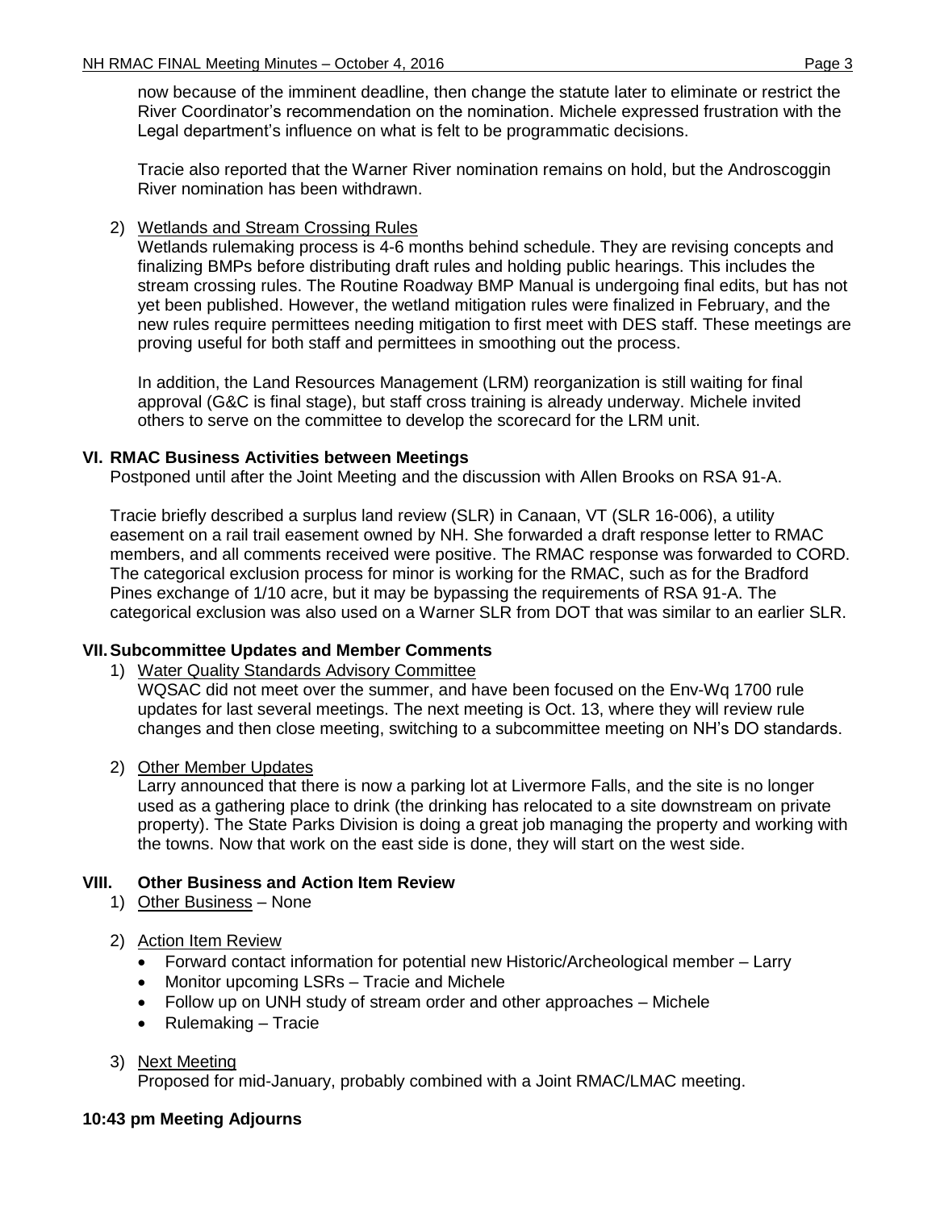now because of the imminent deadline, then change the statute later to eliminate or restrict the River Coordinator's recommendation on the nomination. Michele expressed frustration with the Legal department's influence on what is felt to be programmatic decisions.

Tracie also reported that the Warner River nomination remains on hold, but the Androscoggin River nomination has been withdrawn.

2) Wetlands and Stream Crossing Rules
   Wetlands rulemaking process is 4-6 months behind schedule. They are revising concepts and finalizing BMPs before distributing draft rules and holding public hearings. This includes the stream crossing rules. The Routine Roadway BMP Manual is undergoing final edits, but has not yet been published. However, the wetland mitigation rules were finalized in February, and the new rules require permittees needing mitigation to first meet with DES staff. These meetings are proving useful for both staff and permittees in smoothing out the process.

   In addition, the Land Resources Management (LRM) reorganization is still waiting for final approval (G&C is final stage), but staff cross training is already underway. Michele invited others to serve on the committee to develop the scorecard for the LRM unit.

## VI. RMAC Business Activities between Meetings

Postponed until after the Joint Meeting and the discussion with Allen Brooks on RSA 91-A.

Tracie briefly described a surplus land review (SLR) in Canaan, VT (SLR 16-006), a utility easement on a rail trail easement owned by NH. She forwarded a draft response letter to RMAC members, and all comments received were positive. The RMAC response was forwarded to CORD. The categorical exclusion process for minor is working for the RMAC, such as for the Bradford Pines exchange of 1/10 acre, but it may be bypassing the requirements of RSA 91-A. The categorical exclusion was also used on a Warner SLR from DOT that was similar to an earlier SLR.

## VII. Subcommittee Updates and Member Comments

1) Water Quality Standards Advisory Committee
   WQSAC did not meet over the summer, and have been focused on the Env-Wq 1700 rule updates for last several meetings. The next meeting is Oct. 13, where they will review rule changes and then close meeting, switching to a subcommittee meeting on NH's DO standards.

2) Other Member Updates
   Larry announced that there is now a parking lot at Livermore Falls, and the site is no longer used as a gathering place to drink (the drinking has relocated to a site downstream on private property). The State Parks Division is doing a great job managing the property and working with the towns. Now that work on the east side is done, they will start on the west side.

## VIII. Other Business and Action Item Review

1) Other Business – None

2) Action Item Review
   - Forward contact information for potential new Historic/Archeological member – Larry
   - Monitor upcoming LSRs – Tracie and Michele
   - Follow up on UNH study of stream order and other approaches – Michele
   - Rulemaking – Tracie

3) Next Meeting
   Proposed for mid-January, probably combined with a Joint RMAC/LMAC meeting.

**10:43 pm Meeting Adjourns**